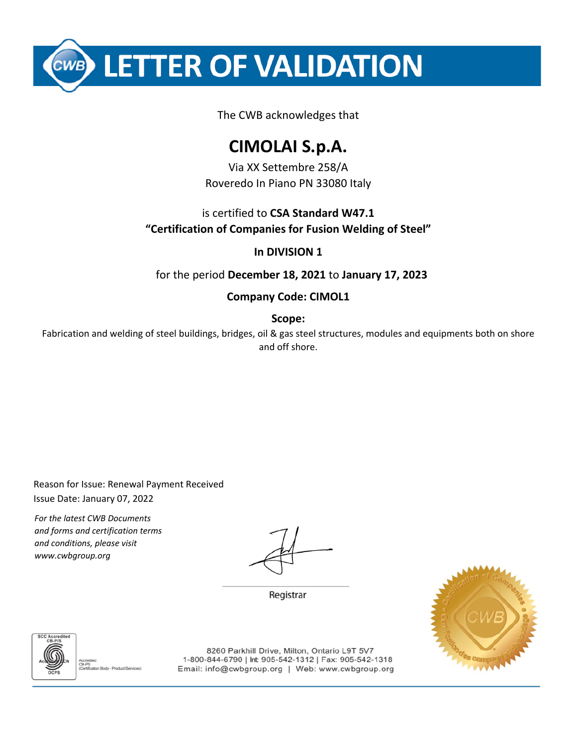# LETTER OF VALIDATION

The CWB acknowledges that

## CIMOLAI S.p.A.

Via XX Settembre 258/A
Roveredo In Piano PN 33080 Italy

is certified to **CSA Standard W47.1**
**"Certification of Companies for Fusion Welding of Steel"**

**In DIVISION 1**

for the period **December 18, 2021** to **January 17, 2023**

**Company Code: CIMOL1**

**Scope:**

Fabrication and welding of steel buildings, bridges, oil & gas steel structures, modules and equipments both on shore and off shore.

Reason for Issue: Renewal Payment Received
Issue Date: January 07, 2022

*For the latest CWB Documents and forms and certification terms and conditions, please visit www.cwbgroup.org*

Registrar

SCC Accredited CB-P/S
Accredited CB-PS (Certification Body - Product/Services)

8260 Parkhill Drive, Milton, Ontario L9T 5V7
1-800-844-6790 | Int: 905-542-1312 | Fax: 905-542-1318
Email: info@cwbgroup.org | Web: www.cwbgroup.org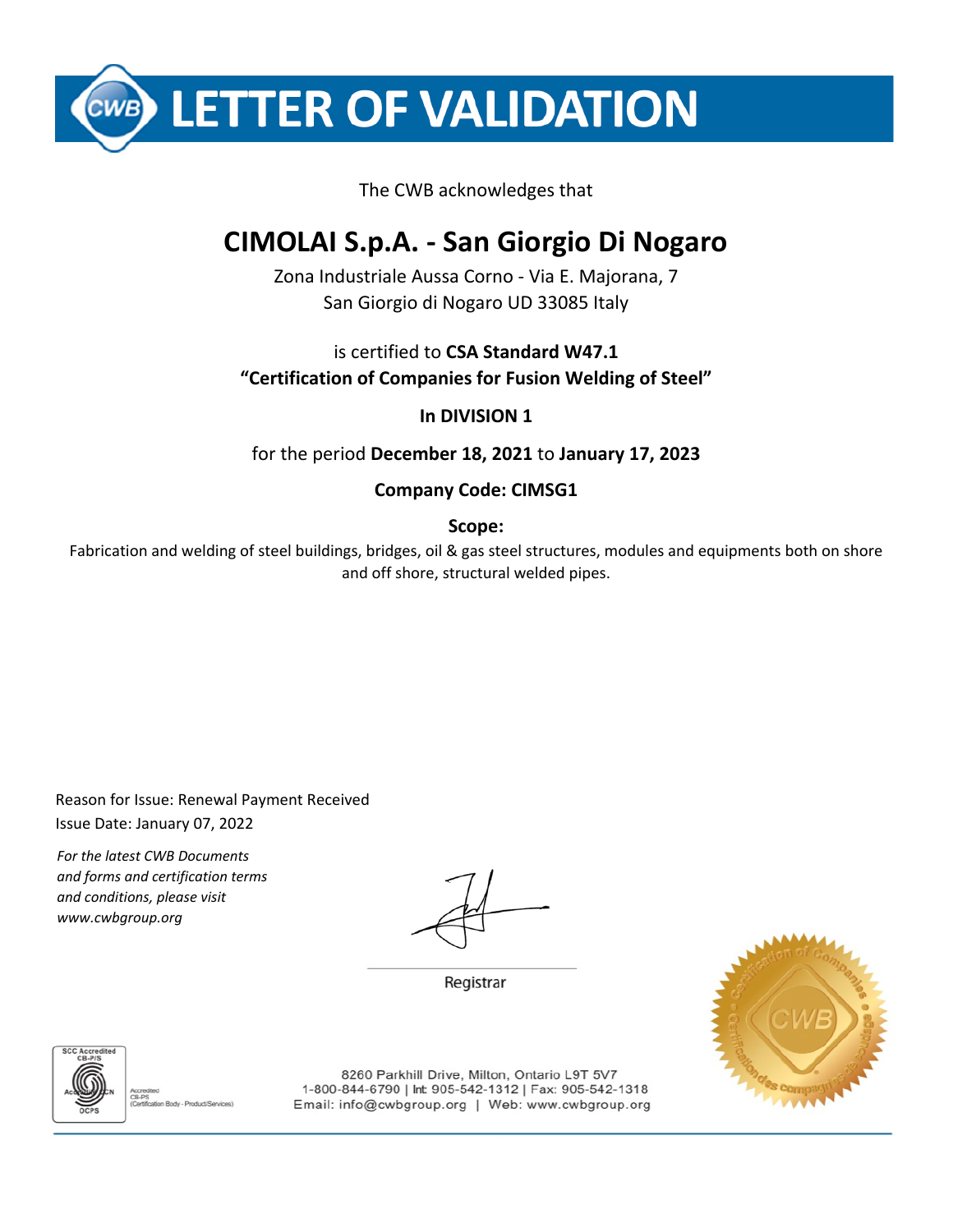# LETTER OF VALIDATION

The CWB acknowledges that

## CIMOLAI S.p.A. - San Giorgio Di Nogaro

Zona Industriale Aussa Corno - Via E. Majorana, 7
San Giorgio di Nogaro UD 33085 Italy

is certified to **CSA Standard W47.1**
**"Certification of Companies for Fusion Welding of Steel"**

**In DIVISION 1**

for the period **December 18, 2021** to **January 17, 2023**

**Company Code: CIMSG1**

**Scope:**

Fabrication and welding of steel buildings, bridges, oil & gas steel structures, modules and equipments both on shore and off shore, structural welded pipes.

Reason for Issue: Renewal Payment Received
Issue Date: January 07, 2022

*For the latest CWB Documents and forms and certification terms and conditions, please visit www.cwbgroup.org*

Registrar

SCC Accredited CB-P/S
Accredited CB-PS (Certification Body - Product/Services)

8260 Parkhill Drive, Milton, Ontario L9T 5V7
1-800-844-6790 | Int: 905-542-1312 | Fax: 905-542-1318
Email: info@cwbgroup.org | Web: www.cwbgroup.org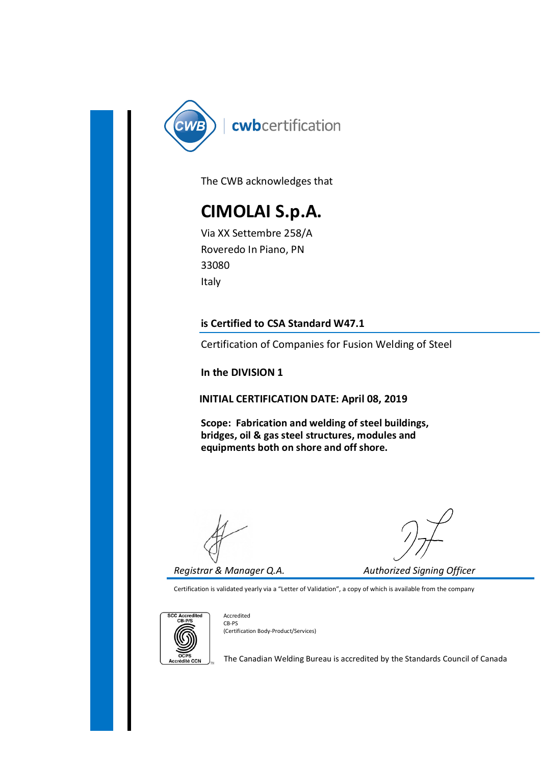cwbcertification

The CWB acknowledges that

# CIMOLAI S.p.A.

Via XX Settembre 258/A
Roveredo In Piano, PN
33080
Italy

**is Certified to CSA Standard W47.1**

Certification of Companies for Fusion Welding of Steel

**In the DIVISION 1**

**INITIAL CERTIFICATION DATE: April 08, 2019**

**Scope: Fabrication and welding of steel buildings, bridges, oil & gas steel structures, modules and equipments both on shore and off shore.**

*Registrar & Manager Q.A.*

*Authorized Signing Officer*

Certification is validated yearly via a "Letter of Validation", a copy of which is available from the company

SCC Accredited CB-P/S
OCPS Accrédité CCN

Accredited
CB-PS
(Certification Body-Product/Services)

The Canadian Welding Bureau is accredited by the Standards Council of Canada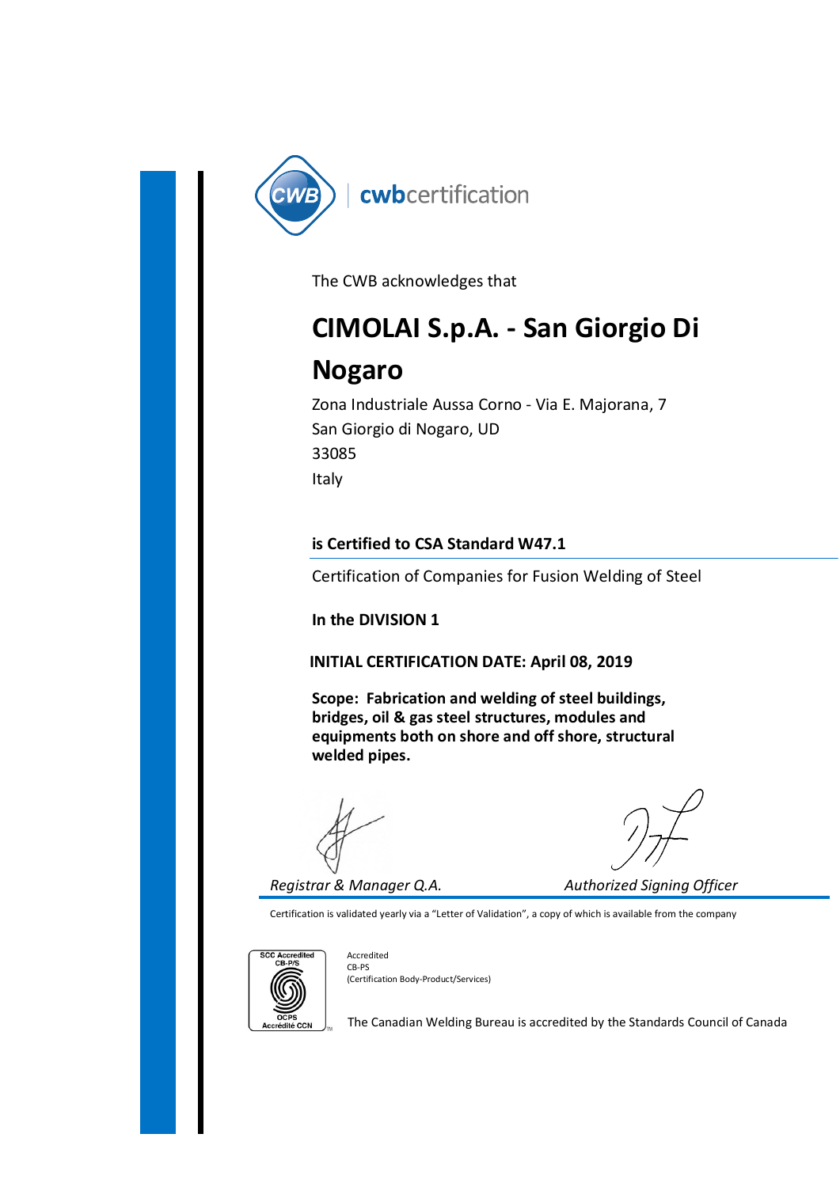cwbcertification

The CWB acknowledges that

# CIMOLAI S.p.A. - San Giorgio Di Nogaro

Zona Industriale Aussa Corno - Via E. Majorana, 7
San Giorgio di Nogaro, UD
33085
Italy

**is Certified to CSA Standard W47.1**

Certification of Companies for Fusion Welding of Steel

**In the DIVISION 1**

**INITIAL CERTIFICATION DATE: April 08, 2019**

**Scope: Fabrication and welding of steel buildings, bridges, oil & gas steel structures, modules and equipments both on shore and off shore, structural welded pipes.**

*Registrar & Manager Q.A.*

*Authorized Signing Officer*

Certification is validated yearly via a "Letter of Validation", a copy of which is available from the company

SCC Accredited CB-P/S
OCPS Accrédité CCN

Accredited
CB-PS
(Certification Body-Product/Services)

The Canadian Welding Bureau is accredited by the Standards Council of Canada